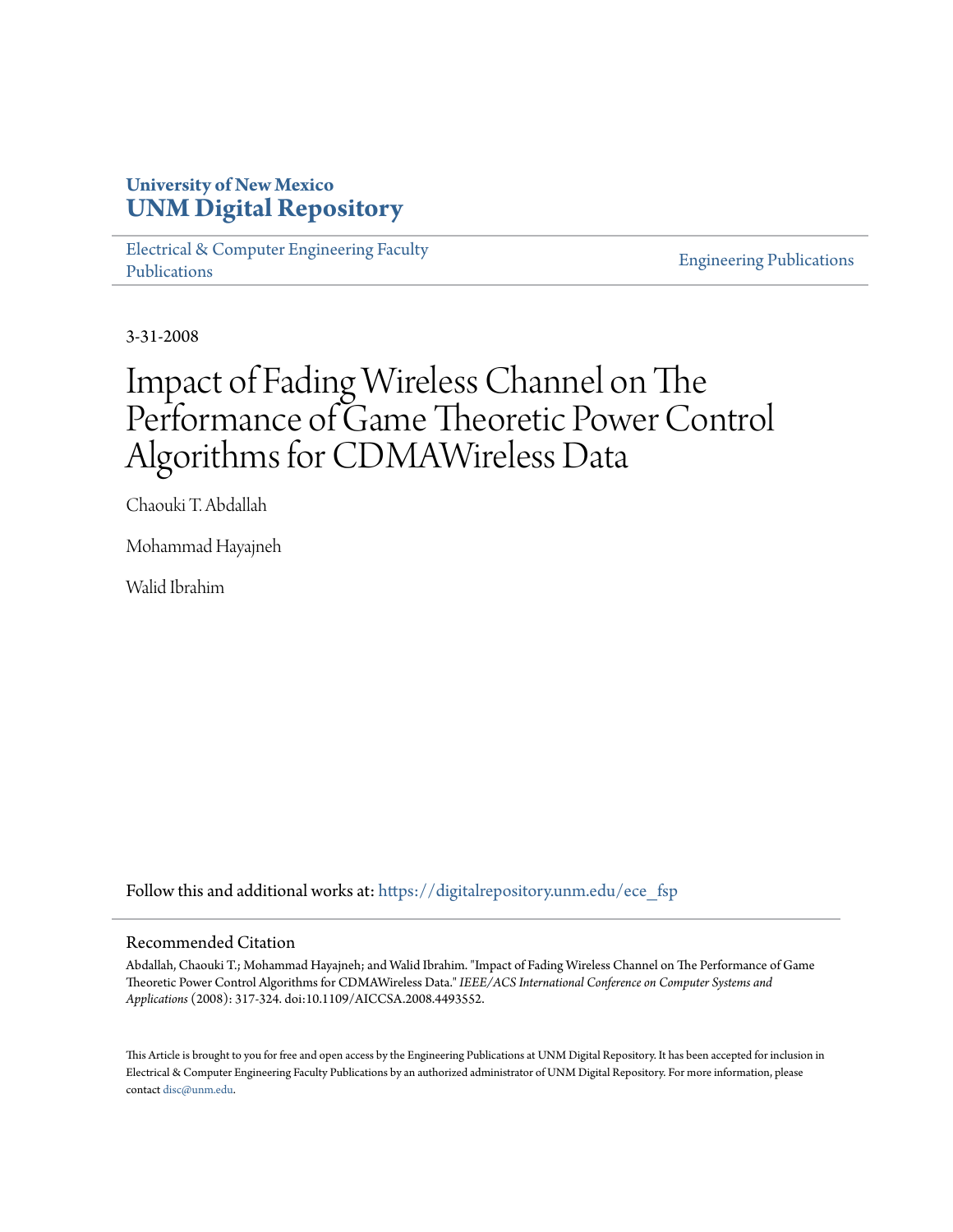University of New Mexico
**UNM Digital Repository**

Electrical & Computer Engineering Faculty Publications

Engineering Publications

3-31-2008

# Impact of Fading Wireless Channel on The Performance of Game Theoretic Power Control Algorithms for CDMAWireless Data

Chaouki T. Abdallah

Mohammad Hayajneh

Walid Ibrahim

Follow this and additional works at: https://digitalrepository.unm.edu/ece_fsp

## Recommended Citation

Abdallah, Chaouki T.; Mohammad Hayajneh; and Walid Ibrahim. "Impact of Fading Wireless Channel on The Performance of Game Theoretic Power Control Algorithms for CDMAWireless Data." *IEEE/ACS International Conference on Computer Systems and Applications* (2008): 317-324. doi:10.1109/AICCSA.2008.4493552.

This Article is brought to you for free and open access by the Engineering Publications at UNM Digital Repository. It has been accepted for inclusion in Electrical & Computer Engineering Faculty Publications by an authorized administrator of UNM Digital Repository. For more information, please contact disc@unm.edu.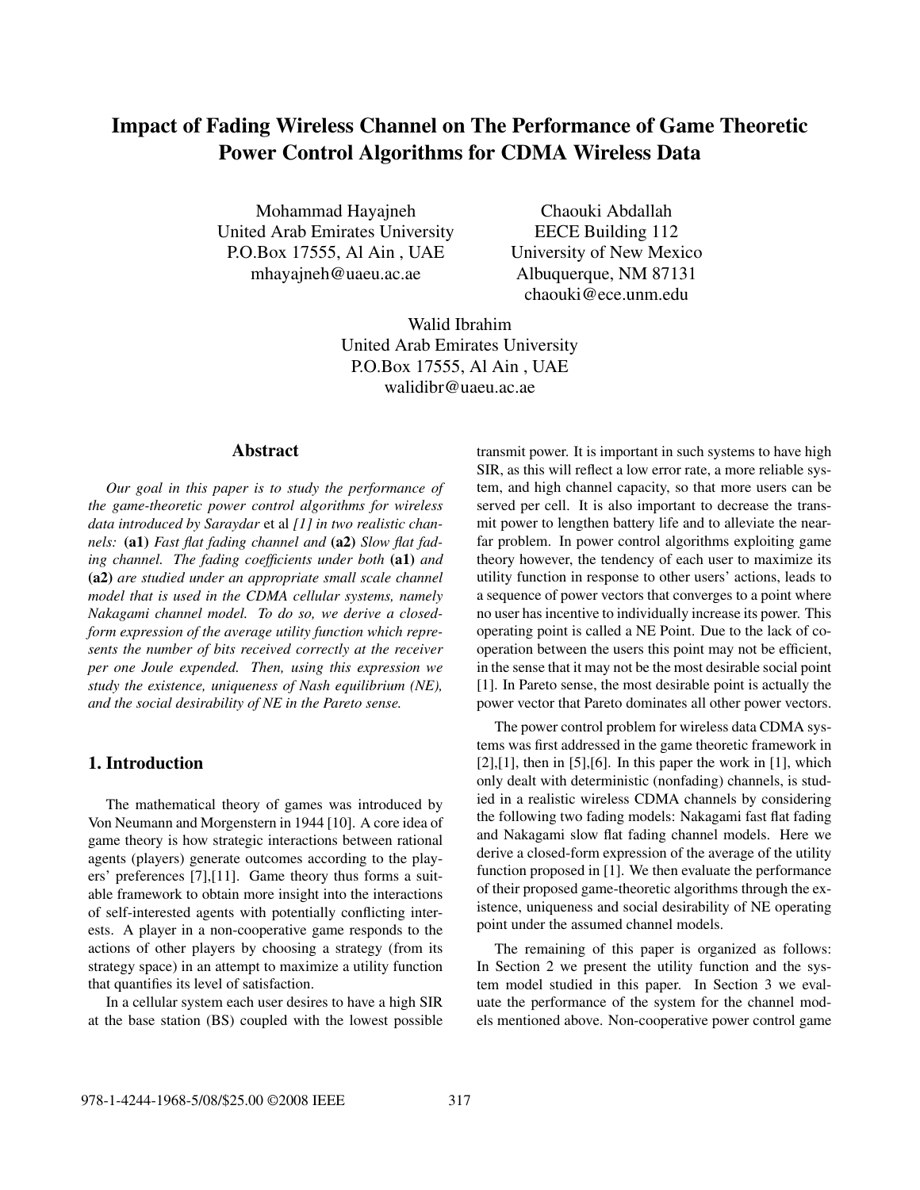# Impact of Fading Wireless Channel on The Performance of Game Theoretic Power Control Algorithms for CDMA Wireless Data

Mohammad Hayajneh
United Arab Emirates University
P.O.Box 17555, Al Ain , UAE
mhayajneh@uaeu.ac.ae

Chaouki Abdallah
EECE Building 112
University of New Mexico
Albuquerque, NM 87131
chaouki@ece.unm.edu

Walid Ibrahim
United Arab Emirates University
P.O.Box 17555, Al Ain , UAE
walidibr@uaeu.ac.ae

## Abstract

*Our goal in this paper is to study the performance of the game-theoretic power control algorithms for wireless data introduced by Saraydar* et al *[1] in two realistic channels:* **(a1)** *Fast flat fading channel and* **(a2)** *Slow flat fading channel. The fading coefficients under both* **(a1)** *and* **(a2)** *are studied under an appropriate small scale channel model that is used in the CDMA cellular systems, namely Nakagami channel model. To do so, we derive a closed-form expression of the average utility function which represents the number of bits received correctly at the receiver per one Joule expended. Then, using this expression we study the existence, uniqueness of Nash equilibrium (NE), and the social desirability of NE in the Pareto sense.*

## 1. Introduction

The mathematical theory of games was introduced by Von Neumann and Morgenstern in 1944 [10]. A core idea of game theory is how strategic interactions between rational agents (players) generate outcomes according to the players' preferences [7],[11]. Game theory thus forms a suitable framework to obtain more insight into the interactions of self-interested agents with potentially conflicting interests. A player in a non-cooperative game responds to the actions of other players by choosing a strategy (from its strategy space) in an attempt to maximize a utility function that quantifies its level of satisfaction.

In a cellular system each user desires to have a high SIR at the base station (BS) coupled with the lowest possible transmit power. It is important in such systems to have high SIR, as this will reflect a low error rate, a more reliable system, and high channel capacity, so that more users can be served per cell. It is also important to decrease the transmit power to lengthen battery life and to alleviate the near-far problem. In power control algorithms exploiting game theory however, the tendency of each user to maximize its utility function in response to other users' actions, leads to a sequence of power vectors that converges to a point where no user has incentive to individually increase its power. This operating point is called a NE Point. Due to the lack of cooperation between the users this point may not be efficient, in the sense that it may not be the most desirable social point [1]. In Pareto sense, the most desirable point is actually the power vector that Pareto dominates all other power vectors.

The power control problem for wireless data CDMA systems was first addressed in the game theoretic framework in [2],[1], then in [5],[6]. In this paper the work in [1], which only dealt with deterministic (nonfading) channels, is studied in a realistic wireless CDMA channels by considering the following two fading models: Nakagami fast flat fading and Nakagami slow flat fading channel models. Here we derive a closed-form expression of the average of the utility function proposed in [1]. We then evaluate the performance of their proposed game-theoretic algorithms through the existence, uniqueness and social desirability of NE operating point under the assumed channel models.

The remaining of this paper is organized as follows: In Section 2 we present the utility function and the system model studied in this paper. In Section 3 we evaluate the performance of the system for the channel models mentioned above. Non-cooperative power control game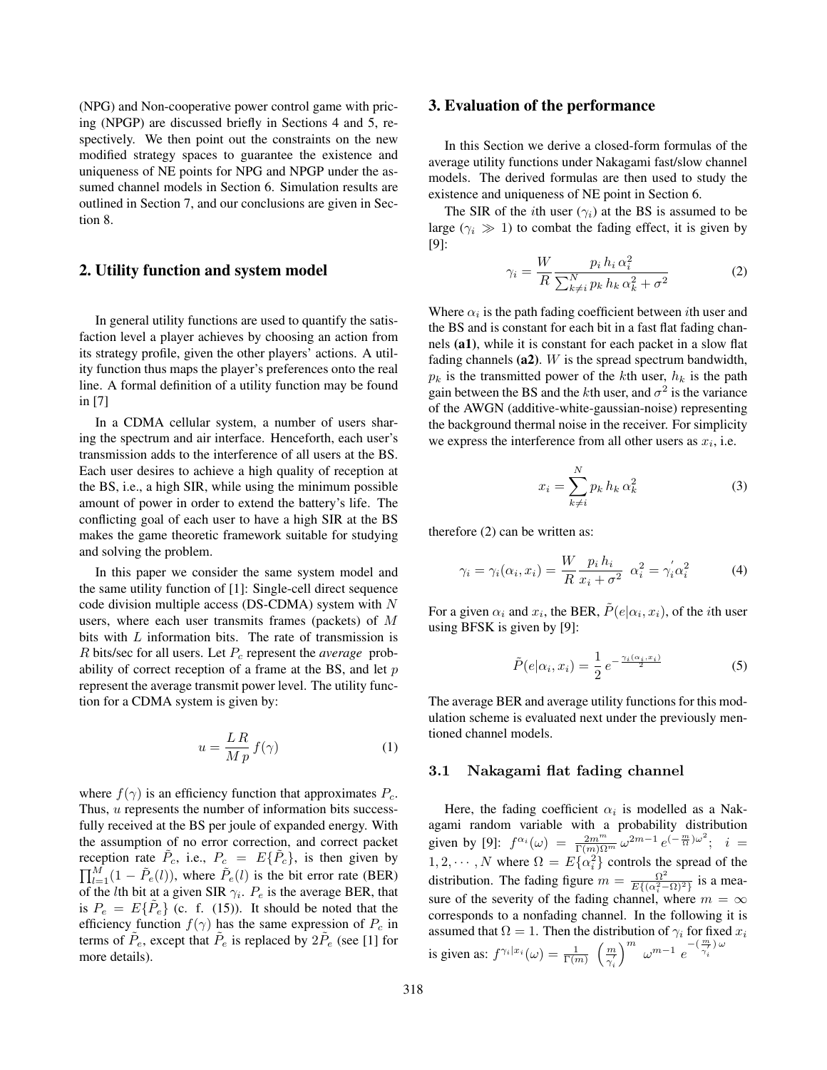(NPG) and Non-cooperative power control game with pricing (NPGP) are discussed briefly in Sections 4 and 5, respectively. We then point out the constraints on the new modified strategy spaces to guarantee the existence and uniqueness of NE points for NPG and NPGP under the assumed channel models in Section 6. Simulation results are outlined in Section 7, and our conclusions are given in Section 8.

## 2. Utility function and system model

In general utility functions are used to quantify the satisfaction level a player achieves by choosing an action from its strategy profile, given the other players' actions. A utility function thus maps the player's preferences onto the real line. A formal definition of a utility function may be found in [7]

In a CDMA cellular system, a number of users sharing the spectrum and air interface. Henceforth, each user's transmission adds to the interference of all users at the BS. Each user desires to achieve a high quality of reception at the BS, i.e., a high SIR, while using the minimum possible amount of power in order to extend the battery's life. The conflicting goal of each user to have a high SIR at the BS makes the game theoretic framework suitable for studying and solving the problem.

In this paper we consider the same system model and the same utility function of [1]: Single-cell direct sequence code division multiple access (DS-CDMA) system with $N$ users, where each user transmits frames (packets) of $M$ bits with $L$ information bits. The rate of transmission is $R$ bits/sec for all users. Let $P_c$ represent the *average* probability of correct reception of a frame at the BS, and let $p$ represent the average transmit power level. The utility function for a CDMA system is given by:

$$u = \frac{L\,R}{M\,p}\,f(\gamma) \tag{1}$$

where $f(\gamma)$ is an efficiency function that approximates $P_c$. Thus, $u$ represents the number of information bits successfully received at the BS per joule of expanded energy. With the assumption of no error correction, and correct packet reception rate $\tilde{P}_c$, i.e., $P_c = E\{\tilde{P}_c\}$, is then given by $\prod_{l=1}^{M}(1-\tilde{P}_e(l))$, where $\tilde{P}_e(l)$ is the bit error rate (BER) of the $l$th bit at a given SIR $\gamma_i$. $P_e$ is the average BER, that is $P_e = E\{\tilde{P}_e\}$ (c. f. (15)). It should be noted that the efficiency function $f(\gamma)$ has the same expression of $P_c$ in terms of $\tilde{P}_e$, except that $\tilde{P}_e$ is replaced by $2\tilde{P}_e$ (see [1] for more details).

## 3. Evaluation of the performance

In this Section we derive a closed-form formulas of the average utility functions under Nakagami fast/slow channel models. The derived formulas are then used to study the existence and uniqueness of NE point in Section 6.

The SIR of the $i$th user ($\gamma_i$) at the BS is assumed to be large ($\gamma_i \gg 1$) to combat the fading effect, it is given by [9]:

$$\gamma_i = \frac{W}{R}\,\frac{p_i\,h_i\,\alpha_i^2}{\sum_{k\neq i}^{N} p_k\,h_k\,\alpha_k^2 + \sigma^2} \tag{2}$$

Where $\alpha_i$ is the path fading coefficient between $i$th user and the BS and is constant for each bit in a fast flat fading channels **(a1)**, while it is constant for each packet in a slow flat fading channels **(a2)**. $W$ is the spread spectrum bandwidth, $p_k$ is the transmitted power of the $k$th user, $h_k$ is the path gain between the BS and the $k$th user, and $\sigma^2$ is the variance of the AWGN (additive-white-gaussian-noise) representing the background thermal noise in the receiver. For simplicity we express the interference from all other users as $x_i$, i.e.

$$x_i = \sum_{k\neq i}^{N} p_k\,h_k\,\alpha_k^2 \tag{3}$$

therefore (2) can be written as:

$$\gamma_i = \gamma_i(\alpha_i, x_i) = \frac{W}{R}\,\frac{p_i\,h_i}{x_i+\sigma^2}\ \alpha_i^2 = \gamma_i^{'}\alpha_i^2 \tag{4}$$

For a given $\alpha_i$ and $x_i$, the BER, $\tilde{P}(e|\alpha_i, x_i)$, of the $i$th user using BFSK is given by [9]:

$$\tilde{P}(e|\alpha_i, x_i) = \frac{1}{2}\,e^{-\frac{\gamma_i(\alpha_i, x_i)}{2}} \tag{5}$$

The average BER and average utility functions for this modulation scheme is evaluated next under the previously mentioned channel models.

### 3.1 Nakagami flat fading channel

Here, the fading coefficient $\alpha_i$ is modelled as a Nakagami random variable with a probability distribution given by [9]: $f^{\alpha_i}(\omega) = \frac{2m^m}{\Gamma(m)\Omega^m}\,\omega^{2m-1}\,e^{(-\frac{m}{\Omega})\omega^2}$; $i = 1, 2, \cdots, N$ where $\Omega = E\{\alpha_i^2\}$ controls the spread of the distribution. The fading figure $m = \frac{\Omega^2}{E\{(\alpha_i^2-\Omega)^2\}}$ is a measure of the severity of the fading channel, where $m = \infty$ corresponds to a nonfading channel. In the following it is assumed that $\Omega = 1$. Then the distribution of $\gamma_i$ for fixed $x_i$ is given as: $f^{\gamma_i|x_i}(\omega) = \frac{1}{\Gamma(m)}\left(\frac{m}{\gamma_i^{'}}\right)^m\ \omega^{m-1}\ e^{-(\frac{m}{\gamma_i^{'}})\,\omega}$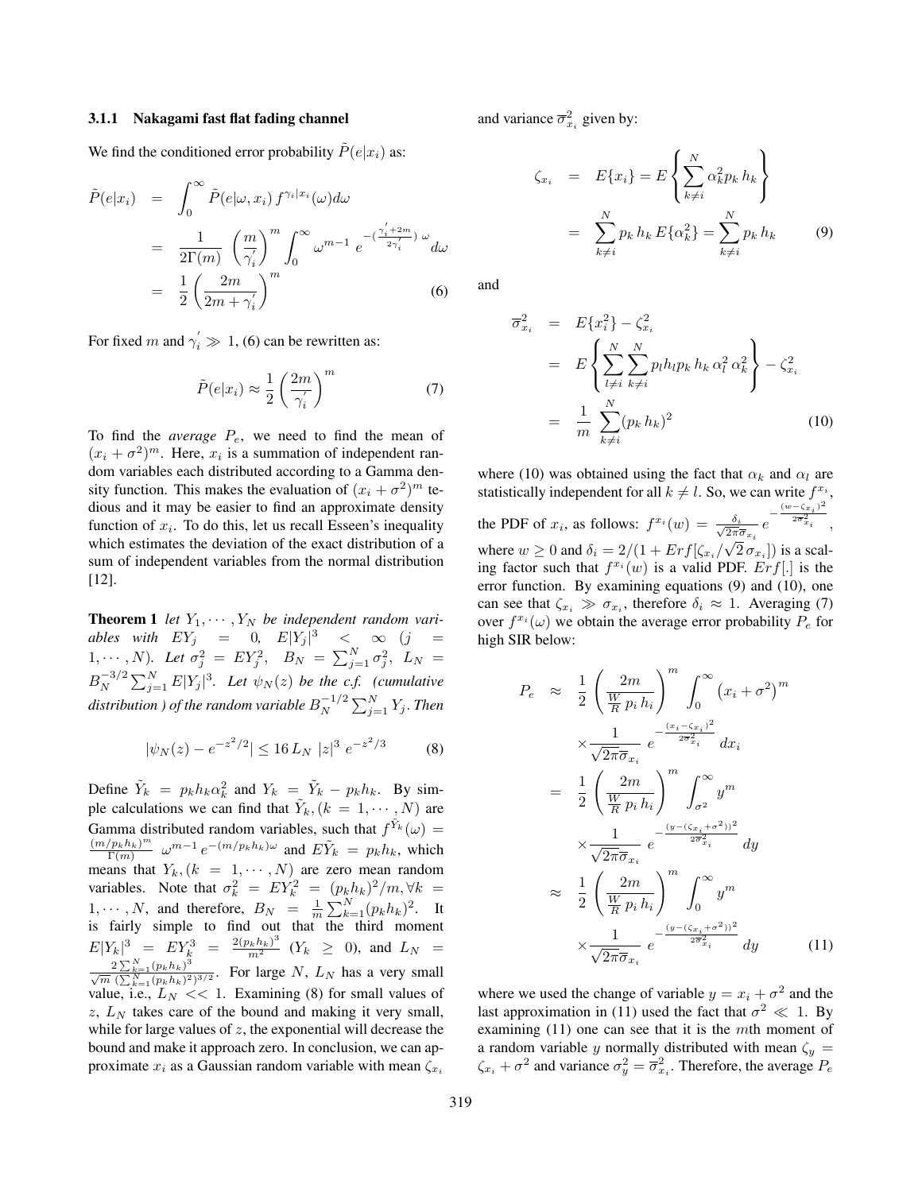#### 3.1.1 Nakagami fast flat fading channel

We find the conditioned error probability $\tilde{P}(e|x_i)$ as:

$$
\begin{aligned}
\tilde{P}(e|x_i) &= \int_0^\infty \tilde{P}(e|\omega, x_i)\, f^{\gamma_i|x_i}(\omega) d\omega \\
&= \frac{1}{2\Gamma(m)} \left(\frac{m}{\gamma_i^{'}}\right)^m \int_0^\infty \omega^{m-1}\, e^{-(\frac{\gamma_i^{'}+2m}{2\gamma_i^{'}})\,\omega} d\omega \\
&= \frac{1}{2}\left(\frac{2m}{2m+\gamma_i^{'}}\right)^m \qquad (6)
\end{aligned}
$$

For fixed $m$ and $\gamma_i^{'} \gg 1$, (6) can be rewritten as:

$$
\tilde{P}(e|x_i) \approx \frac{1}{2}\left(\frac{2m}{\gamma_i^{'}}\right)^m \qquad (7)
$$

To find the *average* $P_e$, we need to find the mean of $(x_i + \sigma^2)^m$. Here, $x_i$ is a summation of independent random variables each distributed according to a Gamma density function. This makes the evaluation of $(x_i + \sigma^2)^m$ tedious and it may be easier to find an approximate density function of $x_i$. To do this, let us recall Esseen's inequality which estimates the deviation of the exact distribution of a sum of independent variables from the normal distribution [12].

**Theorem 1** *let $Y_1, \cdots, Y_N$ be independent random variables with $EY_j = 0$, $E|Y_j|^3 < \infty$ $(j = 1, \cdots, N)$. Let $\sigma_j^2 = EY_j^2$, $B_N = \sum_{j=1}^N \sigma_j^2$, $L_N = B_N^{-3/2}\sum_{j=1}^N E|Y_j|^3$. Let $\psi_N(z)$ be the c.f. (cumulative distribution ) of the random variable $B_N^{-1/2}\sum_{j=1}^N Y_j$. Then*

$$
|\psi_N(z) - e^{-z^2/2}| \leq 16\, L_N\, |z|^3\, e^{-z^2/3} \qquad (8)
$$

Define $\tilde{Y}_k = p_k h_k \alpha_k^2$ and $Y_k = \tilde{Y}_k - p_k h_k$. By simple calculations we can find that $\tilde{Y}_k, (k = 1, \cdots, N)$ are Gamma distributed random variables, such that $f^{\tilde{Y}_k}(\omega) = \frac{(m/p_k h_k)^m}{\Gamma(m)}\ \omega^{m-1} e^{-(m/p_k h_k)\omega}$ and $E\tilde{Y}_k = p_k h_k$, which means that $Y_k, (k = 1, \cdots, N)$ are zero mean random variables. Note that $\sigma_k^2 = EY_k^2 = (p_k h_k)^2/m, \forall k = 1, \cdots, N$, and therefore, $B_N = \frac{1}{m}\sum_{k=1}^N (p_k h_k)^2$. It is fairly simple to find out that the third moment $E|Y_k|^3 = EY_k^3 = \frac{2(p_k h_k)^3}{m^2}$ $(Y_k \geq 0)$, and $L_N = \frac{2\sum_{k=1}^N (p_k h_k)^3}{\sqrt{m}\,(\sum_{k=1}^N (p_k h_k)^2)^{3/2}}$. For large $N$, $L_N$ has a very small value, i.e., $L_N << 1$. Examining (8) for small values of $z$, $L_N$ takes care of the bound and making it very small, while for large values of $z$, the exponential will decrease the bound and make it approach zero. In conclusion, we can approximate $x_i$ as a Gaussian random variable with mean $\zeta_{x_i}$ and variance $\overline{\sigma}_{x_i}^2$ given by:

$$
\begin{aligned}
\zeta_{x_i} &= E\{x_i\} = E\left\{\sum_{k\neq i}^N \alpha_k^2 p_k\, h_k\right\} \\
&= \sum_{k\neq i}^N p_k\, h_k\, E\{\alpha_k^2\} = \sum_{k\neq i}^N p_k\, h_k \qquad (9)
\end{aligned}
$$

and

$$
\begin{aligned}
\overline{\sigma}_{x_i}^2 &= E\{x_i^2\} - \zeta_{x_i}^2 \\
&= E\left\{\sum_{l\neq i}^N \sum_{k\neq i}^N p_l h_l p_k\, h_k\, \alpha_l^2\, \alpha_k^2\right\} - \zeta_{x_i}^2 \\
&= \frac{1}{m}\ \sum_{k\neq i}^N (p_k\, h_k)^2 \qquad (10)
\end{aligned}
$$

where (10) was obtained using the fact that $\alpha_k$ and $\alpha_l$ are statistically independent for all $k \neq l$. So, we can write $f^{x_i}$, the PDF of $x_i$, as follows: $f^{x_i}(w) = \frac{\delta_i}{\sqrt{2\pi}\overline{\sigma}_{x_i}}\, e^{-\frac{(w-\zeta_{x_i})^2}{2\overline{\sigma}_{x_i}^2}}$, where $w \geq 0$ and $\delta_i = 2/(1 + Erf[\zeta_{x_i}/\sqrt{2}\,\sigma_{x_i}])$ is a scaling factor such that $f^{x_i}(w)$ is a valid PDF. $Erf[.]$ is the error function. By examining equations (9) and (10), one can see that $\zeta_{x_i} \gg \sigma_{x_i}$, therefore $\delta_i \approx 1$. Averaging (7) over $f^{x_i}(\omega)$ we obtain the average error probability $P_e$ for high SIR below:

$$
\begin{aligned}
P_e &\approx \frac{1}{2}\left(\frac{2m}{\frac{W}{R}\, p_i\, h_i}\right)^m \int_0^\infty \left(x_i + \sigma^2\right)^m \\
&\quad \times \frac{1}{\sqrt{2\pi}\overline{\sigma}_{x_i}}\ e^{-\frac{(x_i-\zeta_{x_i})^2}{2\overline{\sigma}_{x_i}^2}}\ dx_i \\
&= \frac{1}{2}\left(\frac{2m}{\frac{W}{R}\, p_i\, h_i}\right)^m \int_{\sigma^2}^\infty y^m \\
&\quad \times \frac{1}{\sqrt{2\pi}\overline{\sigma}_{x_i}}\ e^{-\frac{(y-(\zeta_{x_i}+\sigma^2))^2}{2\overline{\sigma}_{x_i}^2}}\ dy \\
&\approx \frac{1}{2}\left(\frac{2m}{\frac{W}{R}\, p_i\, h_i}\right)^m \int_0^\infty y^m \\
&\quad \times \frac{1}{\sqrt{2\pi}\overline{\sigma}_{x_i}}\ e^{-\frac{(y-(\zeta_{x_i}+\sigma^2))^2}{2\overline{\sigma}_{x_i}^2}}\ dy \qquad (11)
\end{aligned}
$$

where we used the change of variable $y = x_i + \sigma^2$ and the last approximation in (11) used the fact that $\sigma^2 \ll 1$. By examining (11) one can see that it is the $m$th moment of a random variable $y$ normally distributed with mean $\zeta_y = \zeta_{x_i} + \sigma^2$ and variance $\sigma_y^2 = \overline{\sigma}_{x_i}^2$. Therefore, the average $P_e$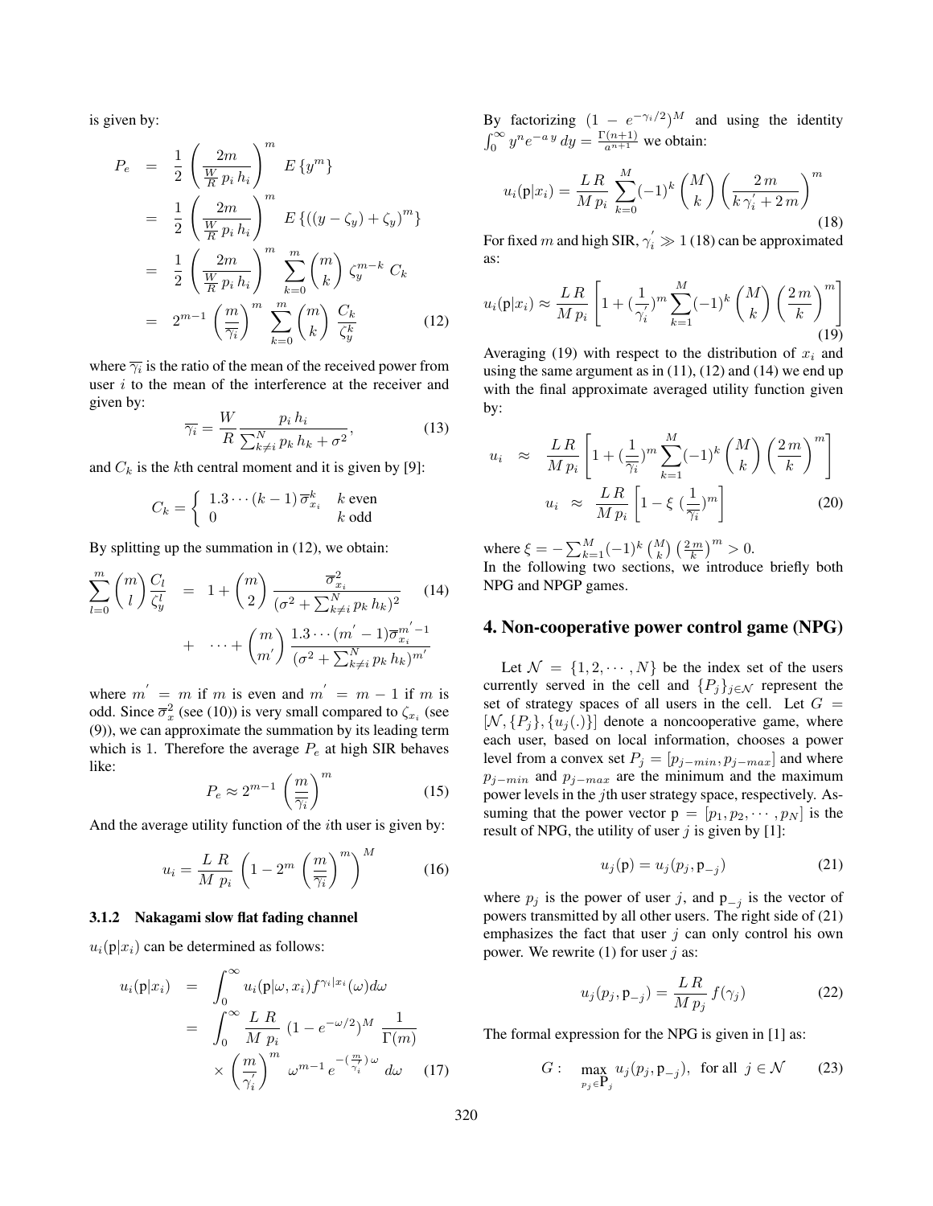is given by:

$$
\begin{aligned}
P_e &= \frac{1}{2}\left(\frac{2m}{\frac{W}{R}\,p_i\,h_i}\right)^m E\left\{y^m\right\} \\
&= \frac{1}{2}\left(\frac{2m}{\frac{W}{R}\,p_i\,h_i}\right)^m E\left\{((y-\zeta_y)+\zeta_y)^m\right\} \\
&= \frac{1}{2}\left(\frac{2m}{\frac{W}{R}\,p_i\,h_i}\right)^m \sum_{k=0}^{m}\binom{m}{k}\zeta_y^{m-k}\,C_k \\
&= 2^{m-1}\left(\frac{m}{\overline{\gamma_i}}\right)^m \sum_{k=0}^{m}\binom{m}{k}\frac{C_k}{\zeta_y^k} \qquad (12)
\end{aligned}
$$

where $\overline{\gamma_i}$ is the ratio of the mean of the received power from user $i$ to the mean of the interference at the receiver and given by:

$$
\overline{\gamma_i} = \frac{W}{R}\frac{p_i\,h_i}{\sum_{k\neq i}^{N} p_k\,h_k + \sigma^2}, \qquad (13)
$$

and $C_k$ is the $k$th central moment and it is given by [9]:

$$
C_k = \begin{cases} 1.3\cdots(k-1)\,\overline{\sigma}_{x_i}^k & k \text{ even} \\ 0 & k \text{ odd} \end{cases}
$$

By splitting up the summation in (12), we obtain:

$$
\begin{aligned}
\sum_{l=0}^{m}\binom{m}{l}\frac{C_l}{\zeta_y^l} &= 1 + \binom{m}{2}\frac{\overline{\sigma}_{x_i}^2}{(\sigma^2+\sum_{k\neq i}^{N} p_k\,h_k)^2} \qquad (14) \\
&+ \cdots + \binom{m}{m'}\frac{1.3\cdots(m'-1)\overline{\sigma}_{x_i}^{m'-1}}{(\sigma^2+\sum_{k\neq i}^{N} p_k\,h_k)^{m'}}
\end{aligned}
$$

where $m' = m$ if $m$ is even and $m' = m-1$ if $m$ is odd. Since $\overline{\sigma}_x^2$ (see (10)) is very small compared to $\zeta_{x_i}$ (see (9)), we can approximate the summation by its leading term which is 1. Therefore the average $P_e$ at high SIR behaves like:

$$
P_e \approx 2^{m-1}\left(\frac{m}{\overline{\gamma_i}}\right)^m \qquad (15)
$$

And the average utility function of the $i$th user is given by:

$$
u_i = \frac{L\;R}{M\;p_i}\left(1 - 2^m\left(\frac{m}{\overline{\gamma_i}}\right)^m\right)^M \qquad (16)
$$

### 3.1.2 Nakagami slow flat fading channel

$u_i(\mathrm{p}|x_i)$ can be determined as follows:

$$
\begin{aligned}
u_i(\mathrm{p}|x_i) &= \int_0^\infty u_i(\mathrm{p}|\omega, x_i) f^{\gamma_i|x_i}(\omega)d\omega \\
&= \int_0^\infty \frac{L\;R}{M\;p_i}\,(1-e^{-\omega/2})^M\,\frac{1}{\Gamma(m)} \\
&\times \left(\frac{m}{\gamma_i'}\right)^m \omega^{m-1}\,e^{-(\frac{m}{\gamma_i'})\,\omega}\,d\omega \qquad (17)
\end{aligned}
$$

By factorizing $(1-e^{-\gamma_i/2})^M$ and using the identity $\int_0^\infty y^n e^{-a\,y}\,dy = \frac{\Gamma(n+1)}{a^{n+1}}$ we obtain:

$$
u_i(\mathrm{p}|x_i) = \frac{L\,R}{M\,p_i}\sum_{k=0}^{M}(-1)^k\binom{M}{k}\left(\frac{2\,m}{k\,\gamma_i' + 2\,m}\right)^m \qquad (18)
$$

For fixed $m$ and high SIR, $\gamma_i' \gg 1$ (18) can be approximated as:

$$
u_i(\mathrm{p}|x_i) \approx \frac{L\,R}{M\,p_i}\left[1 + (\frac{1}{\gamma_i'})^m\sum_{k=1}^{M}(-1)^k\binom{M}{k}\left(\frac{2\,m}{k}\right)^m\right] \qquad (19)
$$

Averaging (19) with respect to the distribution of $x_i$ and using the same argument as in (11), (12) and (14) we end up with the final approximate averaged utility function given by:

$$
\begin{aligned}
u_i &\approx \frac{L\,R}{M\,p_i}\left[1 + (\frac{1}{\overline{\gamma_i}})^m\sum_{k=1}^{M}(-1)^k\binom{M}{k}\left(\frac{2\,m}{k}\right)^m\right] \\
u_i &\approx \frac{L\,R}{M\,p_i}\left[1 - \xi\;(\frac{1}{\overline{\gamma_i}})^m\right] \qquad (20)
\end{aligned}
$$

where $\xi = -\sum_{k=1}^{M}(-1)^k\binom{M}{k}\left(\frac{2\,m}{k}\right)^m > 0$.
In the following two sections, we introduce briefly both NPG and NPGP games.

## 4. Non-cooperative power control game (NPG)

Let $\mathcal{N} = \{1, 2, \cdots, N\}$ be the index set of the users currently served in the cell and $\{P_j\}_{j\in\mathcal{N}}$ represent the set of strategy spaces of all users in the cell. Let $G = [\mathcal{N}, \{P_j\}, \{u_j(.)\}]$ denote a noncooperative game, where each user, based on local information, chooses a power level from a convex set $P_j = [p_{j-min}, p_{j-max}]$ and where $p_{j-min}$ and $p_{j-max}$ are the minimum and the maximum power levels in the $j$th user strategy space, respectively. Assuming that the power vector $\mathrm{p} = [p_1, p_2, \cdots, p_N]$ is the result of NPG, the utility of user $j$ is given by [1]:

$$
u_j(\mathrm{p}) = u_j(p_j, \mathrm{p}_{-j}) \qquad (21)
$$

where $p_j$ is the power of user $j$, and $\mathrm{p}_{-j}$ is the vector of powers transmitted by all other users. The right side of (21) emphasizes the fact that user $j$ can only control his own power. We rewrite (1) for user $j$ as:

$$
u_j(p_j, \mathrm{p}_{-j}) = \frac{L\,R}{M\,p_j}\,f(\gamma_j) \qquad (22)
$$

The formal expression for the NPG is given in [1] as:

$$
G: \quad \max_{p_j\in\mathrm{P}_j} u_j(p_j, \mathrm{p}_{-j}), \;\text{ for all }\; j\in\mathcal{N} \qquad (23)
$$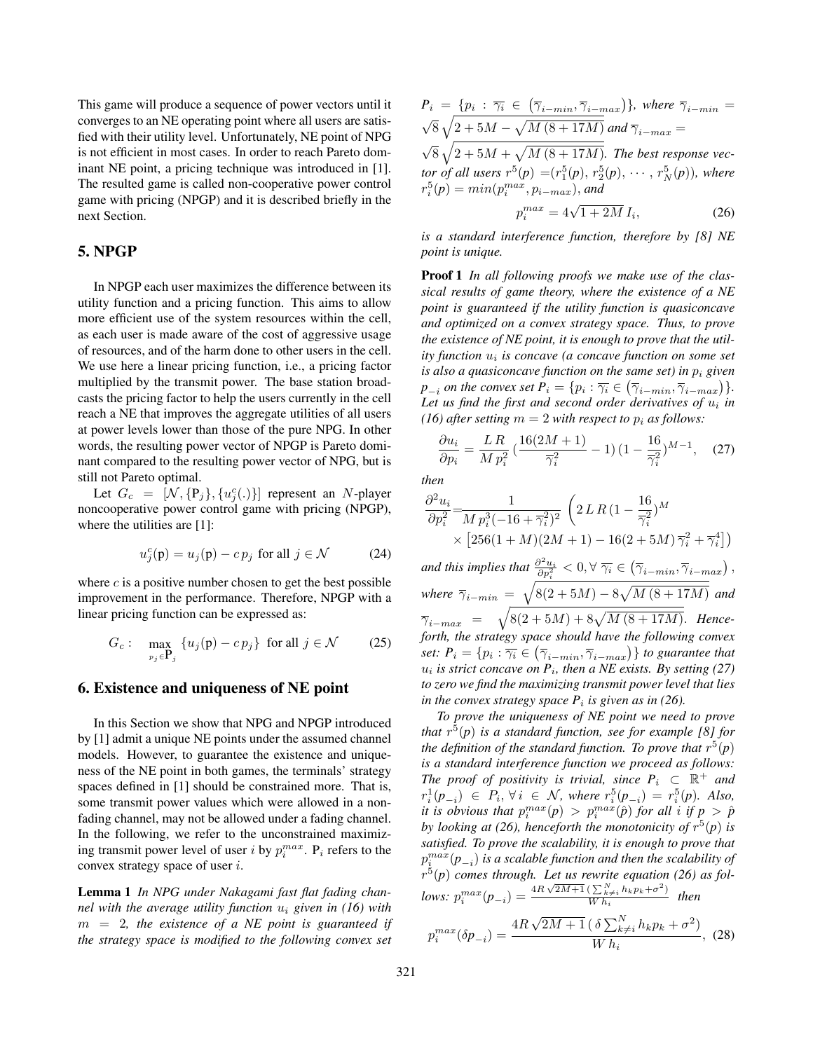This game will produce a sequence of power vectors until it converges to an NE operating point where all users are satisfied with their utility level. Unfortunately, NE point of NPG is not efficient in most cases. In order to reach Pareto dominant NE point, a pricing technique was introduced in [1]. The resulted game is called non-cooperative power control game with pricing (NPGP) and it is described briefly in the next Section.

## 5. NPGP

In NPGP each user maximizes the difference between its utility function and a pricing function. This aims to allow more efficient use of the system resources within the cell, as each user is made aware of the cost of aggressive usage of resources, and of the harm done to other users in the cell. We use here a linear pricing function, i.e., a pricing factor multiplied by the transmit power. The base station broadcasts the pricing factor to help the users currently in the cell reach a NE that improves the aggregate utilities of all users at power levels lower than those of the pure NPG. In other words, the resulting power vector of NPGP is Pareto dominant compared to the resulting power vector of NPG, but is still not Pareto optimal.

Let $G_c = [\mathcal{N}, \{\mathrm{P}_j\}, \{u^c_j(.)\}]$ represent an $N$-player noncooperative power control game with pricing (NPGP), where the utilities are [1]:

$$u^c_j(\mathrm{p}) = u_j(\mathrm{p}) - c\,p_j \text{ for all } j \in \mathcal{N} \tag{24}$$

where $c$ is a positive number chosen to get the best possible improvement in the performance. Therefore, NPGP with a linear pricing function can be expressed as:

$$G_c: \quad \max_{p_j \in \mathrm{P}_j} \{u_j(\mathrm{p}) - c\,p_j\} \text{ for all } j \in \mathcal{N} \tag{25}$$

## 6. Existence and uniqueness of NE point

In this Section we show that NPG and NPGP introduced by [1] admit a unique NE points under the assumed channel models. However, to guarantee the existence and uniqueness of the NE point in both games, the terminals' strategy spaces defined in [1] should be constrained more. That is, some transmit power values which were allowed in a non-fading channel, may not be allowed under a fading channel. In the following, we refer to the unconstrained maximizing transmit power level of user $i$ by $p_i^{max}$. $\mathrm{P}_i$ refers to the convex strategy space of user $i$.

**Lemma 1** *In NPG under Nakagami fast flat fading channel with the average utility function $u_i$ given in (16) with $m = 2$, the existence of a NE point is guaranteed if the strategy space is modified to the following convex set $P_i = \{p_i : \overline{\gamma}_i \in (\overline{\gamma}_{i-min}, \overline{\gamma}_{i-max})\}$, where $\overline{\gamma}_{i-min} = \sqrt{8}\sqrt{2 + 5M - \sqrt{M\,(8 + 17M)}}$ and $\overline{\gamma}_{i-max} = \sqrt{8}\sqrt{2 + 5M + \sqrt{M\,(8 + 17M)}}$. The best response vector of all users $r^5(p) = (r^5_1(p), r^5_2(p), \cdots, r^5_N(p))$, where $r^5_i(p) = min(p_i^{max}, p_{i-max})$, and*

$$p_i^{max} = 4\sqrt{1 + 2M}\, I_i, \tag{26}$$

*is a standard interference function, therefore by [8] NE point is unique.*

**Proof 1** *In all following proofs we make use of the classical results of game theory, where the existence of a NE point is guaranteed if the utility function is quasiconcave and optimized on a convex strategy space. Thus, to prove the existence of NE point, it is enough to prove that the utility function $u_i$ is concave (a concave function on some set is also a quasiconcave function on the same set) in $p_i$ given $p_{-i}$ on the convex set $P_i = \{p_i : \overline{\gamma}_i \in (\overline{\gamma}_{i-min}, \overline{\gamma}_{i-max})\}$. Let us find the first and second order derivatives of $u_i$ in (16) after setting $m = 2$ with respect to $p_i$ as follows:*

$$\frac{\partial u_i}{\partial p_i} = \frac{L\,R}{M\,p_i^2}\,(\frac{16(2M+1)}{\overline{\gamma}_i^2} - 1)\,(1 - \frac{16}{\overline{\gamma}_i^2})^{M-1}, \tag{27}$$

*then*

$$\frac{\partial^2 u_i}{\partial p_i^2} = \frac{1}{M\,p_i^3(-16 + \overline{\gamma}_i^2)^2}\,\Big(2\,L\,R\,(1 - \frac{16}{\overline{\gamma}_i^2})^M \times \left[256(1 + M)(2M + 1) - 16(2 + 5M)\,\overline{\gamma}_i^2 + \overline{\gamma}_i^4\right]\Big)$$

*and this implies that $\frac{\partial^2 u_i}{\partial p_i^2} < 0, \forall\, \overline{\gamma}_i \in (\overline{\gamma}_{i-min}, \overline{\gamma}_{i-max})$, where $\overline{\gamma}_{i-min} = \sqrt{8(2 + 5M) - 8\sqrt{M\,(8 + 17M)}}$ and $\overline{\gamma}_{i-max} = \sqrt{8(2 + 5M) + 8\sqrt{M\,(8 + 17M)}}$. Henceforth, the strategy space should have the following convex set: $P_i = \{p_i : \overline{\gamma}_i \in (\overline{\gamma}_{i-min}, \overline{\gamma}_{i-max})\}$ to guarantee that $u_i$ is strict concave on $P_i$, then a NE exists. By setting (27) to zero we find the maximizing transmit power level that lies in the convex strategy space $P_i$ is given as in (26).*

*To prove the uniqueness of NE point we need to prove that $r^5(p)$ is a standard function, see for example [8] for the definition of the standard function. To prove that $r^5(p)$ is a standard interference function we proceed as follows: The proof of positivity is trivial, since $P_i \subset \mathbb{R}^+$ and $r^1_i(p_{-i}) \in P_i, \forall\, i \in \mathcal{N}$, where $r^5_i(p_{-i}) = r^5_i(p)$. Also, it is obvious that $p_i^{max}(p) > p_i^{max}(\hat{p})$ for all $i$ if $p > \hat{p}$ by looking at (26), henceforth the monotonicity of $r^5(p)$ is satisfied. To prove the scalability, it is enough to prove that $p_i^{max}(p_{-i})$ is a scalable function and then the scalability of $r^5(p)$ comes through. Let us rewrite equation (26) as follows: $p_i^{max}(p_{-i}) = \frac{4R\sqrt{2M+1}\,(\sum_{k\neq i}^N h_k p_k + \sigma^2)}{W\,h_i}$ then*

$$p_i^{max}(\delta p_{-i}) = \frac{4R\,\sqrt{2M+1}\,(\,\delta\sum_{k\neq i}^N h_k p_k + \sigma^2)}{W\,h_i}, \tag{28}$$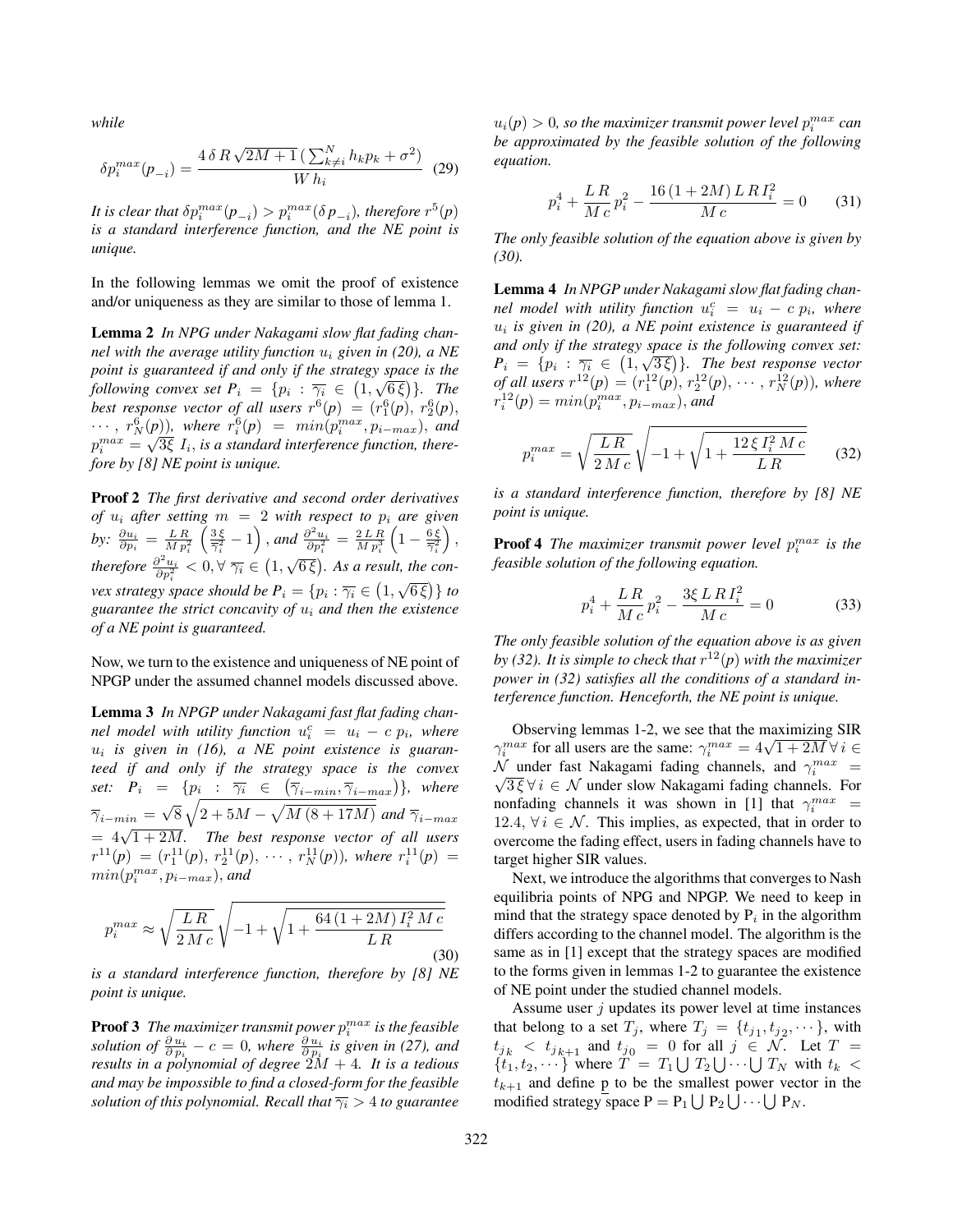*while*

$$\delta p_i^{max}(p_{-i}) = \frac{4\,\delta\,R\,\sqrt{2M+1}\,(\sum_{k\neq i}^{N} h_k p_k + \sigma^2)}{W\,h_i} \quad (29)$$

*It is clear that $\delta p_i^{max}(p_{-i}) > p_i^{max}(\delta\, p_{-i})$, therefore $r^5(p)$ is a standard interference function, and the NE point is unique.*

In the following lemmas we omit the proof of existence and/or uniqueness as they are similar to those of lemma 1.

**Lemma 2** *In NPG under Nakagami slow flat fading channel with the average utility function $u_i$ given in (20), a NE point is guaranteed if and only if the strategy space is the following convex set $P_i = \{p_i : \overline{\gamma_i} \in \left(1, \sqrt{6\,\xi}\right)\}$. The best response vector of all users $r^6(p) = (r_1^6(p),\, r_2^6(p), \cdots,\, r_N^6(p))$, where $r_i^6(p) = min(p_i^{max}, p_{i-max})$, and $p_i^{max} = \sqrt{3\xi}\; I_i$, is a standard interference function, therefore by [8] NE point is unique.*

**Proof 2** *The first derivative and second order derivatives of $u_i$ after setting $m = 2$ with respect to $p_i$ are given by: $\frac{\partial u_i}{\partial p_i} = \frac{L\,R}{M\,p_i^2}\left(\frac{3\,\xi}{\overline{\gamma}_i^2} - 1\right)$, and $\frac{\partial^2 u_i}{\partial p_i^2} = \frac{2\,L\,R}{M\,p_i^3}\left(1 - \frac{6\,\xi}{\overline{\gamma}_i^2}\right)$, therefore $\frac{\partial^2 u_i}{\partial p_i^2} < 0, \forall\; \overline{\gamma_i} \in \left(1, \sqrt{6\,\xi}\right)$. As a result, the convex strategy space should be $P_i = \{p_i : \overline{\gamma_i} \in \left(1, \sqrt{6\,\xi}\right)\}$ to guarantee the strict concavity of $u_i$ and then the existence of a NE point is guaranteed.*

Now, we turn to the existence and uniqueness of NE point of NPGP under the assumed channel models discussed above.

**Lemma 3** *In NPGP under Nakagami fast flat fading channel model with utility function $u_i^c = u_i - c\,p_i$, where $u_i$ is given in (16), a NE point existence is guaranteed if and only if the strategy space is the convex set: $P_i = \{p_i : \overline{\gamma_i} \in \left(\overline{\gamma}_{i-min}, \overline{\gamma}_{i-max}\right)\}$, where $\overline{\gamma}_{i-min} = \sqrt{8}\,\sqrt{2 + 5M - \sqrt{M\,(8+17M)}}$ and $\overline{\gamma}_{i-max} = 4\sqrt{1+2M}$. The best response vector of all users $r^{11}(p) = (r_1^{11}(p),\, r_2^{11}(p), \cdots,\, r_N^{11}(p))$, where $r_i^{11}(p) = min(p_i^{max}, p_{i-max})$, and*

$$p_i^{max} \approx \sqrt{\frac{L\,R}{2\,M\,c}}\,\sqrt{-1 + \sqrt{1 + \frac{64\,(1+2M)\,I_i^2\,M\,c}{L\,R}}} \quad (30)$$

*is a standard interference function, therefore by [8] NE point is unique.*

**Proof 3** *The maximizer transmit power $p_i^{max}$ is the feasible solution of $\frac{\partial\,u_i}{\partial\,p_i} - c = 0$, where $\frac{\partial\,u_i}{\partial\,p_i}$ is given in (27), and results in a polynomial of degree $2M + 4$. It is a tedious and may be impossible to find a closed-form for the feasible solution of this polynomial. Recall that $\overline{\gamma_i} > 4$ to guarantee $u_i(p) > 0$, so the maximizer transmit power level $p_i^{max}$ can be approximated by the feasible solution of the following equation.*

$$p_i^4 + \frac{L\,R}{M\,c}\,p_i^2 - \frac{16\,(1+2M)\,L\,R\,I_i^2}{M\,c} = 0 \quad (31)$$

*The only feasible solution of the equation above is given by (30).*

**Lemma 4** *In NPGP under Nakagami slow flat fading channel model with utility function $u_i^c = u_i - c\,p_i$, where $u_i$ is given in (20), a NE point existence is guaranteed if and only if the strategy space is the following convex set: $P_i = \{p_i : \overline{\gamma_i} \in \left(1, \sqrt{3\,\xi}\right)\}$. The best response vector of all users $r^{12}(p) = (r_1^{12}(p),\, r_2^{12}(p), \cdots,\, r_N^{12}(p))$, where $r_i^{12}(p) = min(p_i^{max}, p_{i-max})$, and*

$$p_i^{max} = \sqrt{\frac{L\,R}{2\,M\,c}}\,\sqrt{-1 + \sqrt{1 + \frac{12\,\xi\,I_i^2\,M\,c}{L\,R}}} \quad (32)$$

*is a standard interference function, therefore by [8] NE point is unique.*

**Proof 4** *The maximizer transmit power level $p_i^{max}$ is the feasible solution of the following equation.*

$$p_i^4 + \frac{L\,R}{M\,c}\,p_i^2 - \frac{3\xi\,L\,R\,I_i^2}{M\,c} = 0 \quad (33)$$

*The only feasible solution of the equation above is as given by (32). It is simple to check that $r^{12}(p)$ with the maximizer power in (32) satisfies all the conditions of a standard interference function. Henceforth, the NE point is unique.*

Observing lemmas 1-2, we see that the maximizing SIR $\gamma_i^{max}$ for all users are the same: $\gamma_i^{max} = 4\sqrt{1+2M}\,\forall\, i \in \mathcal{N}$ under fast Nakagami fading channels, and $\gamma_i^{max} = \sqrt{3\,\xi}\,\forall\, i \in \mathcal{N}$ under slow Nakagami fading channels. For nonfading channels it was shown in [1] that $\gamma_i^{max} = 12.4,\, \forall\, i \in \mathcal{N}$. This implies, as expected, that in order to overcome the fading effect, users in fading channels have to target higher SIR values.

Next, we introduce the algorithms that converges to Nash equilibria points of NPG and NPGP. We need to keep in mind that the strategy space denoted by $\mathrm{P}_i$ in the algorithm differs according to the channel model. The algorithm is the same as in [1] except that the strategy spaces are modified to the forms given in lemmas 1-2 to guarantee the existence of NE point under the studied channel models.

Assume user $j$ updates its power level at time instances that belong to a set $T_j$, where $T_j = \{t_{j_1}, t_{j_2}, \cdots\}$, with $t_{j_k} < t_{j_{k+1}}$ and $t_{j_0} = 0$ for all $j \in \mathcal{N}$. Let $T = \{t_1, t_2, \cdots\}$ where $T = T_1 \bigcup T_2 \bigcup \cdots \bigcup T_N$ with $t_k < t_{k+1}$ and define $\underline{\mathrm{p}}$ to be the smallest power vector in the modified strategy space $\mathrm{P} = \mathrm{P}_1 \bigcup \mathrm{P}_2 \bigcup \cdots \bigcup \mathrm{P}_N$.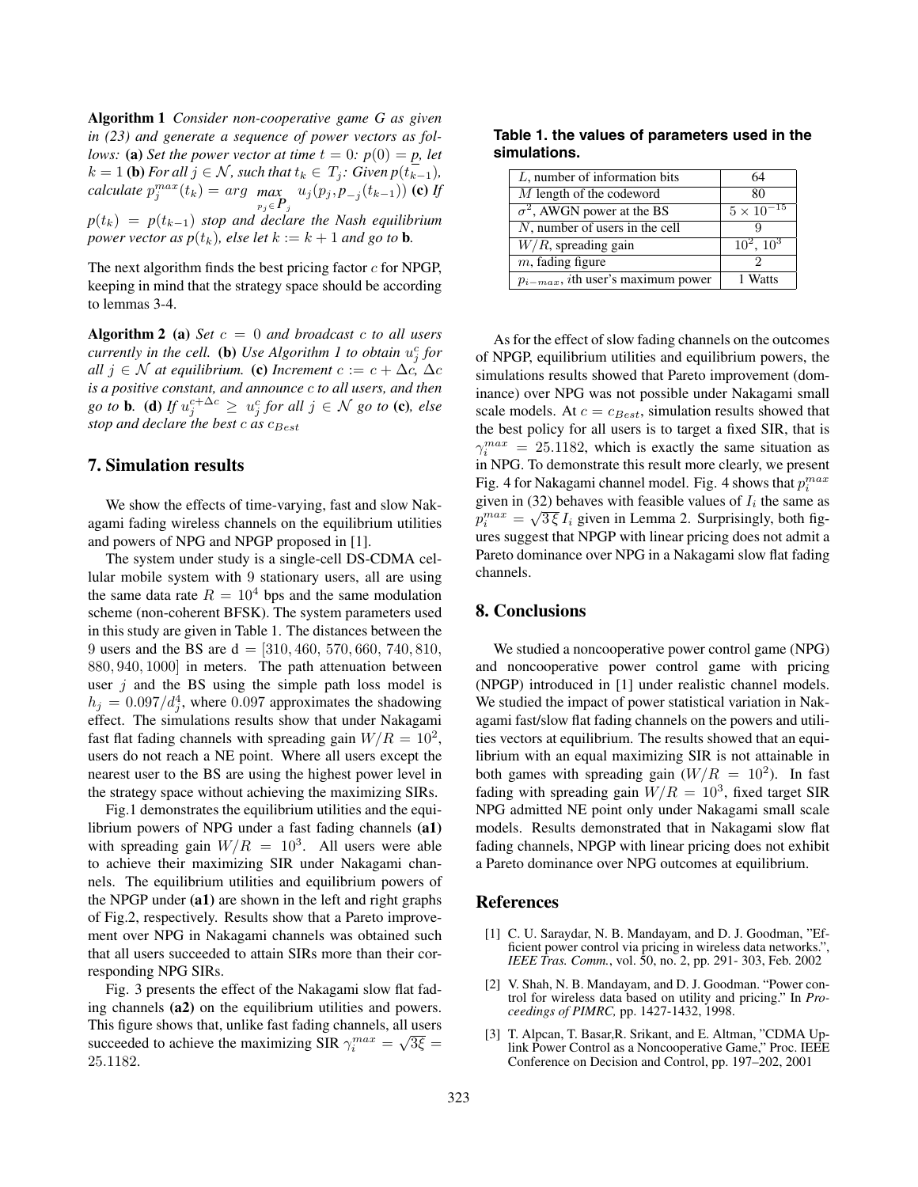**Algorithm 1** *Consider non-cooperative game G as given in (23) and generate a sequence of power vectors as follows:* **(a)** *Set the power vector at time $t = 0$: $p(0) = \underline{p}$, let $k = 1$* **(b)** *For all $j \in \mathcal{N}$, such that $t_k \in T_j$: Given $p(t_{k-1})$, calculate $p_j^{max}(t_k) = arg \max_{p_j \in \boldsymbol{P}_j} u_j(p_j, p_{-j}(t_{k-1}))$* **(c)** *If $p(t_k) = p(t_{k-1})$ stop and declare the Nash equilibrium power vector as $p(t_k)$, else let $k := k + 1$ and go to* **b**.

The next algorithm finds the best pricing factor $c$ for NPGP, keeping in mind that the strategy space should be according to lemmas 3-4.

**Algorithm 2** **(a)** *Set $c = 0$ and broadcast $c$ to all users currently in the cell.* **(b)** *Use Algorithm 1 to obtain $u_j^c$ for all $j \in \mathcal{N}$ at equilibrium.* **(c)** *Increment $c := c + \Delta c$, $\Delta c$ is a positive constant, and announce $c$ to all users, and then go to* **b**. **(d)** *If $u_j^{c+\Delta c} \geq u_j^c$ for all $j \in \mathcal{N}$ go to* **(c)**, *else stop and declare the best $c$ as $c_{Best}$*

## 7. Simulation results

We show the effects of time-varying, fast and slow Nakagami fading wireless channels on the equilibrium utilities and powers of NPG and NPGP proposed in [1].

The system under study is a single-cell DS-CDMA cellular mobile system with 9 stationary users, all are using the same data rate $R = 10^4$ bps and the same modulation scheme (non-coherent BFSK). The system parameters used in this study are given in Table 1. The distances between the 9 users and the BS are d = $[310, 460, 570, 660, 740, 810, 880, 940, 1000]$ in meters. The path attenuation between user $j$ and the BS using the simple path loss model is $h_j = 0.097/d_j^4$, where 0.097 approximates the shadowing effect. The simulations results show that under Nakagami fast flat fading channels with spreading gain $W/R = 10^2$, users do not reach a NE point. Where all users except the nearest user to the BS are using the highest power level in the strategy space without achieving the maximizing SIRs.

Fig.1 demonstrates the equilibrium utilities and the equilibrium powers of NPG under a fast fading channels **(a1)** with spreading gain $W/R = 10^3$. All users were able to achieve their maximizing SIR under Nakagami channels. The equilibrium utilities and equilibrium powers of the NPGP under **(a1)** are shown in the left and right graphs of Fig.2, respectively. Results show that a Pareto improvement over NPG in Nakagami channels was obtained such that all users succeeded to attain SIRs more than their corresponding NPG SIRs.

Fig. 3 presents the effect of the Nakagami slow flat fading channels **(a2)** on the equilibrium utilities and powers. This figure shows that, unlike fast fading channels, all users succeeded to achieve the maximizing SIR $\gamma_i^{max} = \sqrt{3\xi} = 25.1182$.

**Table 1. the values of parameters used in the simulations.**

| | |
|---|---|
| $L$, number of information bits | 64 |
| $M$ length of the codeword | 80 |
| $\sigma^2$, AWGN power at the BS | $5 \times 10^{-15}$ |
| $N$, number of users in the cell | 9 |
| $W/R$, spreading gain | $10^2$, $10^3$ |
| $m$, fading figure | 2 |
| $p_{i-max}$, $i$th user's maximum power | 1 Watts |

As for the effect of slow fading channels on the outcomes of NPGP, equilibrium utilities and equilibrium powers, the simulations results showed that Pareto improvement (dominance) over NPG was not possible under Nakagami small scale models. At $c = c_{Best}$, simulation results showed that the best policy for all users is to target a fixed SIR, that is $\gamma_i^{max} = 25.1182$, which is exactly the same situation as in NPG. To demonstrate this result more clearly, we present Fig. 4 for Nakagami channel model. Fig. 4 shows that $p_i^{max}$ given in (32) behaves with feasible values of $I_i$ the same as $p_i^{max} = \sqrt{3\,\xi}\, I_i$ given in Lemma 2. Surprisingly, both figures suggest that NPGP with linear pricing does not admit a Pareto dominance over NPG in a Nakagami slow flat fading channels.

## 8. Conclusions

We studied a noncooperative power control game (NPG) and noncooperative power control game with pricing (NPGP) introduced in [1] under realistic channel models. We studied the impact of power statistical variation in Nakagami fast/slow flat fading channels on the powers and utilities vectors at equilibrium. The results showed that an equilibrium with an equal maximizing SIR is not attainable in both games with spreading gain ($W/R = 10^2$). In fast fading with spreading gain $W/R = 10^3$, fixed target SIR NPG admitted NE point only under Nakagami small scale models. Results demonstrated that in Nakagami slow flat fading channels, NPGP with linear pricing does not exhibit a Pareto dominance over NPG outcomes at equilibrium.

## References

[1] C. U. Saraydar, N. B. Mandayam, and D. J. Goodman, "Efficient power control via pricing in wireless data networks.", *IEEE Tras. Comm.*, vol. 50, no. 2, pp. 291- 303, Feb. 2002

[2] V. Shah, N. B. Mandayam, and D. J. Goodman. "Power control for wireless data based on utility and pricing." In *Proceedings of PIMRC,* pp. 1427-1432, 1998.

[3] T. Alpcan, T. Basar,R. Srikant, and E. Altman, "CDMA Uplink Power Control as a Noncooperative Game," Proc. IEEE Conference on Decision and Control, pp. 197–202, 2001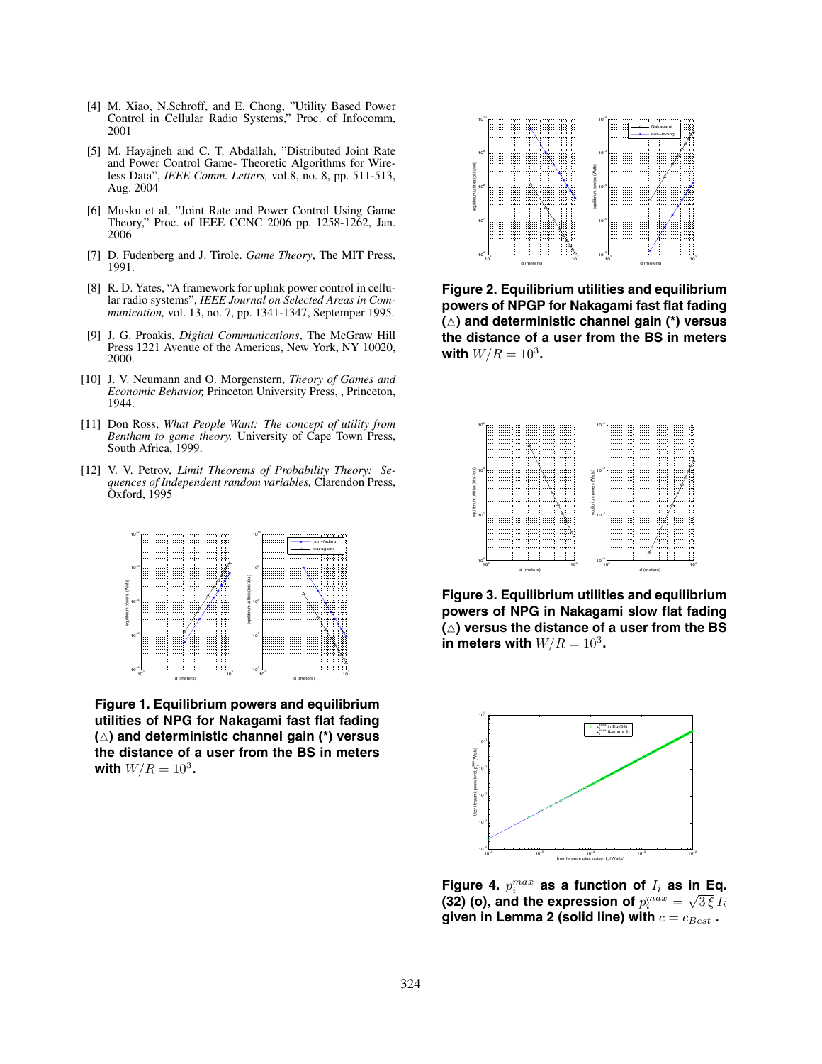[4] M. Xiao, N.Schroff, and E. Chong, "Utility Based Power Control in Cellular Radio Systems," Proc. of Infocomm, 2001

[5] M. Hayajneh and C. T. Abdallah, "Distributed Joint Rate and Power Control Game- Theoretic Algorithms for Wireless Data", *IEEE Comm. Letters,* vol.8, no. 8, pp. 511-513, Aug. 2004

[6] Musku et al, "Joint Rate and Power Control Using Game Theory," Proc. of IEEE CCNC 2006 pp. 1258-1262, Jan. 2006

[7] D. Fudenberg and J. Tirole. *Game Theory*, The MIT Press, 1991.

[8] R. D. Yates, "A framework for uplink power control in cellular radio systems", *IEEE Journal on Selected Areas in Communication,* vol. 13, no. 7, pp. 1341-1347, September 1995.

[9] J. G. Proakis, *Digital Communications*, The McGraw Hill Press 1221 Avenue of the Americas, New York, NY 10020, 2000.

[10] J. V. Neumann and O. Morgenstern, *Theory of Games and Economic Behavior,* Princeton University Press, , Princeton, 1944.

[11] Don Ross, *What People Want: The concept of utility from Bentham to game theory,* University of Cape Town Press, South Africa, 1999.

[12] V. V. Petrov, *Limit Theorems of Probability Theory: Sequences of Independent random variables,* Clarendon Press, Oxford, 1995

**Figure 1. Equilibrium powers and equilibrium utilities of NPG for Nakagami fast flat fading (△) and deterministic channel gain (\*) versus the distance of a user from the BS in meters with $W/R = 10^3$.**

**Figure 2. Equilibrium utilities and equilibrium powers of NPGP for Nakagami fast flat fading (△) and deterministic channel gain (\*) versus the distance of a user from the BS in meters with $W/R = 10^3$.**

**Figure 3. Equilibrium utilities and equilibrium powers of NPG in Nakagami slow flat fading (△) versus the distance of a user from the BS in meters with $W/R = 10^3$.**

**Figure 4. $p_i^{max}$ as a function of $I_i$ as in Eq. (32) (o), and the expression of $p_i^{max} = \sqrt{3\,\xi}\,I_i$ given in Lemma 2 (solid line) with $c = c_{Best}$ .**